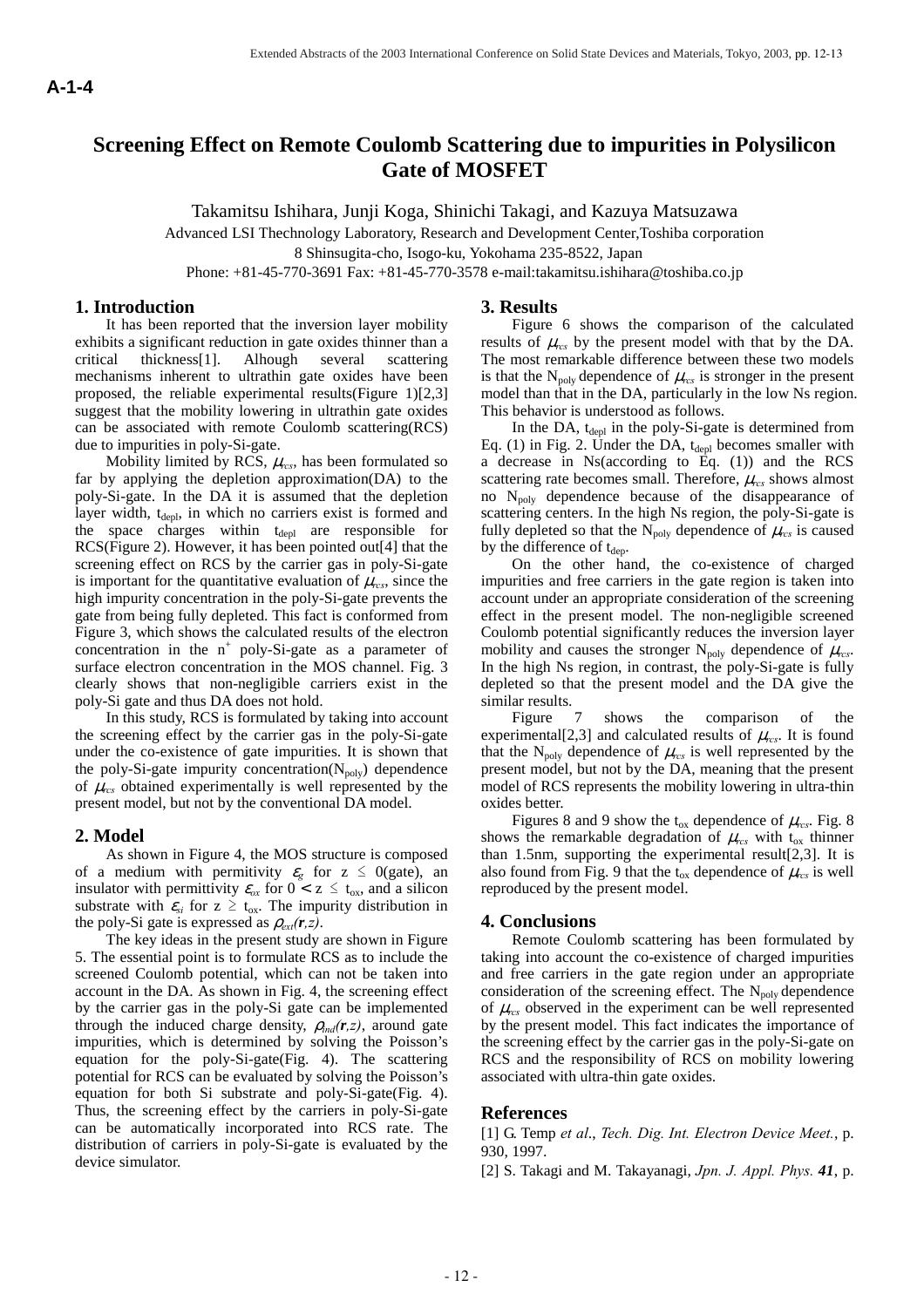A-1-4

# Screening Effect on Remote Coulomb Scattering due to impurities in Polysilicon Gate of MOSFET

Takamitsu Ishihara, Junji Koga, Shinichi Takagi, and Kazuya Matsuzawa

Advanced LSI Thechnology Laboratory, Research and Development Center,Toshiba corporation
8 Shinsugita-cho, Isogo-ku, Yokohama 235-8522, Japan
Phone: +81-45-770-3691 Fax: +81-45-770-3578 e-mail:takamitsu.ishihara@toshiba.co.jp

## 1. Introduction

It has been reported that the inversion layer mobility exhibits a significant reduction in gate oxides thinner than a critical thickness[1]. Alhough several scattering mechanisms inherent to ultrathin gate oxides have been proposed, the reliable experimental results(Figure 1)[2,3] suggest that the mobility lowering in ultrathin gate oxides can be associated with remote Coulomb scattering(RCS) due to impurities in poly-Si-gate.

Mobility limited by RCS, $\mu_{rcs}$, has been formulated so far by applying the depletion approximation(DA) to the poly-Si-gate. In the DA it is assumed that the depletion layer width, $t_{depl}$, in which no carriers exist is formed and the space charges within $t_{depl}$ are responsible for RCS(Figure 2). However, it has been pointed out[4] that the screening effect on RCS by the carrier gas in poly-Si-gate is important for the quantitative evaluation of $\mu_{rcs}$, since the high impurity concentration in the poly-Si-gate prevents the gate from being fully depleted. This fact is conformed from Figure 3, which shows the calculated results of the electron concentration in the $n^+$ poly-Si-gate as a parameter of surface electron concentration in the MOS channel. Fig. 3 clearly shows that non-negligible carriers exist in the poly-Si gate and thus DA does not hold.

In this study, RCS is formulated by taking into account the screening effect by the carrier gas in the poly-Si-gate under the co-existence of gate impurities. It is shown that the poly-Si-gate impurity concentration($N_{poly}$) dependence of $\mu_{rcs}$ obtained experimentally is well represented by the present model, but not by the conventional DA model.

## 2. Model

As shown in Figure 4, the MOS structure is composed of a medium with permitivity $\varepsilon_g$ for $z \leq 0$(gate), an insulator with permittivity $\varepsilon_{ox}$ for $0 < z \leq t_{ox}$, and a silicon substrate with $\varepsilon_{si}$ for $z \geq t_{ox}$. The impurity distribution in the poly-Si gate is expressed as $\rho_{ext}(\boldsymbol{r},z)$.

The key ideas in the present study are shown in Figure 5. The essential point is to formulate RCS as to include the screened Coulomb potential, which can not be taken into account in the DA. As shown in Fig. 4, the screening effect by the carrier gas in the poly-Si gate can be implemented through the induced charge density, $\rho_{ind}(\boldsymbol{r},z)$, around gate impurities, which is determined by solving the Poisson's equation for the poly-Si-gate(Fig. 4). The scattering potential for RCS can be evaluated by solving the Poisson's equation for both Si substrate and poly-Si-gate(Fig. 4). Thus, the screening effect by the carriers in poly-Si-gate can be automatically incorporated into RCS rate. The distribution of carriers in poly-Si-gate is evaluated by the device simulator.

## 3. Results

Figure 6 shows the comparison of the calculated results of $\mu_{rcs}$ by the present model with that by the DA. The most remarkable difference between these two models is that the $N_{poly}$ dependence of $\mu_{rcs}$ is stronger in the present model than that in the DA, particularly in the low Ns region. This behavior is understood as follows.

In the DA, $t_{depl}$ in the poly-Si-gate is determined from Eq. (1) in Fig. 2. Under the DA, $t_{depl}$ becomes smaller with a decrease in Ns(according to Eq. (1)) and the RCS scattering rate becomes small. Therefore, $\mu_{rcs}$ shows almost no $N_{poly}$ dependence because of the disappearance of scattering centers. In the high Ns region, the poly-Si-gate is fully depleted so that the $N_{poly}$ dependence of $\mu_{rcs}$ is caused by the difference of $t_{dep}$.

On the other hand, the co-existence of charged impurities and free carriers in the gate region is taken into account under an appropriate consideration of the screening effect in the present model. The non-negligible screened Coulomb potential significantly reduces the inversion layer mobility and causes the stronger $N_{poly}$ dependence of $\mu_{rcs}$. In the high Ns region, in contrast, the poly-Si-gate is fully depleted so that the present model and the DA give the similar results.

Figure 7 shows the comparison of the experimental[2,3] and calculated results of $\mu_{rcs}$. It is found that the $N_{poly}$ dependence of $\mu_{rcs}$ is well represented by the present model, but not by the DA, meaning that the present model of RCS represents the mobility lowering in ultra-thin oxides better.

Figures 8 and 9 show the $t_{ox}$ dependence of $\mu_{rcs}$. Fig. 8 shows the remarkable degradation of $\mu_{rcs}$ with $t_{ox}$ thinner than 1.5nm, supporting the experimental result[2,3]. It is also found from Fig. 9 that the $t_{ox}$ dependence of $\mu_{rcs}$ is well reproduced by the present model.

## 4. Conclusions

Remote Coulomb scattering has been formulated by taking into account the co-existence of charged impurities and free carriers in the gate region under an appropriate consideration of the screening effect. The $N_{poly}$ dependence of $\mu_{rcs}$ observed in the experiment can be well represented by the present model. This fact indicates the importance of the screening effect by the carrier gas in the poly-Si-gate on RCS and the responsibility of RCS on mobility lowering associated with ultra-thin gate oxides.

## References

[1] G. Temp *et al*., *Tech. Dig. Int. Electron Device Meet.*, p. 930, 1997.

[2] S. Takagi and M. Takayanagi, *Jpn. J. Appl. Phys.* ***41***, p.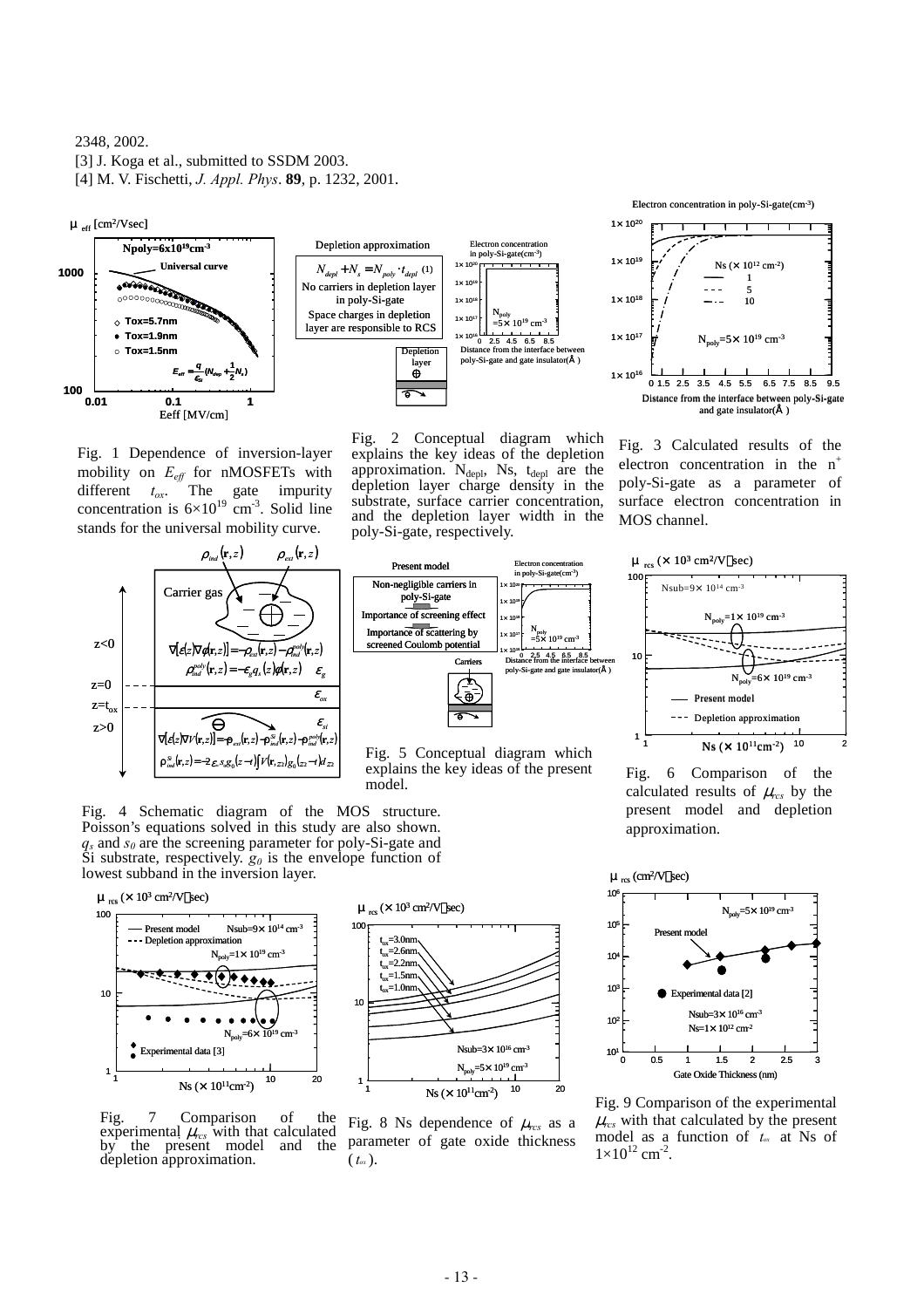2348, 2002.
[3] J. Koga et al., submitted to SSDM 2003.
[4] M. V. Fischetti, *J. Appl. Phys*. **89**, p. 1232, 2001.

μ eff [cm²/Vsec]
Npoly=6x10¹⁹cm⁻³
Universal curve
1000
100
Tox=5.7nm
Tox=1.9nm
Tox=1.5nm
$E_{eff} = \frac{q}{\varepsilon_{Si}}(N_{dep} + \frac{1}{2}N_s)$
0.01
0.1
1
Eeff [MV/cm]

Fig. 1 Dependence of inversion-layer mobility on $E_{eff}$ for nMOSFETs with different $t_{ox}$. The gate impurity concentration is $6\times10^{19}$ cm$^{-3}$. Solid line stands for the universal mobility curve.

Depletion approximation
$N_{depl} + N_s = N_{poly} \cdot t_{depl}$ (1)
No carriers in depletion layer in poly-Si-gate
Space charges in depletion layer are responsible to RCS
Electron concentration in poly-Si-gate(cm⁻³)
Npoly =5×10¹⁹ cm⁻³
Distance from the interface between poly-Si-gate and gate insulator(Å)
Depletion layer

Fig. 2 Conceptual diagram which explains the key ideas of the depletion approximation. $N_{depl}$, Ns, $t_{depl}$ are the depletion layer charge density in the substrate, surface carrier concentration, and the depletion layer width in the poly-Si-gate, respectively.

Electron concentration in poly-Si-gate(cm⁻³)
Ns (× 10¹² cm⁻²)
1
5
10
Npoly=5× 10¹⁹ cm⁻³
Distance from the interface between poly-Si-gate and gate insulator(Å)

Fig. 3 Calculated results of the electron concentration in the n⁺ poly-Si-gate as a parameter of surface electron concentration in MOS channel.

$\rho_{ind}(\mathbf{r},z)$ $\rho_{ext}(\mathbf{r},z)$
Carrier gas
z<0
z=0
z=t<sub>ox</sub>
z>0
$\nabla[\varepsilon(z)\nabla\phi(\mathbf{r},z)] = -\rho_{ext}(\mathbf{r},z) - \rho_{ind}^{poly}(\mathbf{r},z)$
$\rho_{ind}^{poly}(\mathbf{r},z) = -\varepsilon_g q_s(z)\phi(\mathbf{r},z)$ $\varepsilon_g$
$\varepsilon_{ox}$
$\varepsilon_{si}$
$\nabla[\varepsilon(z)\nabla V(\mathbf{r},z)] = -\rho_{ext}(\mathbf{r},z) - \rho_{ind}^{Si}(\mathbf{r},z) - \rho_{ind}^{poly}(\mathbf{r},z)$
$\rho_{ind}^{Si}(\mathbf{r},z) = -2\varepsilon_{si} s_0 g_0(z-t)\int V(\mathbf{r},z_2) g_0(z_2-t) dz_2$

Fig. 4 Schematic diagram of the MOS structure. Poisson's equations solved in this study are also shown. $q_s$ and $s_0$ are the screening parameter for poly-Si-gate and Si substrate, respectively. $g_0$ is the envelope function of lowest subband in the inversion layer.

Present model
Non-negligible carriers in poly-Si-gate
Importance of screening effect
Importance of scattering by screened Coulomb potential
Carriers
Electron concentration in poly-Si-gate(cm⁻³)
Npoly =5× 10¹⁹ cm⁻³
Distance from the interface between poly-Si-gate and gate insulator(Å)

Fig. 5 Conceptual diagram which explains the key ideas of the present model.

μ rcs (× 10³ cm²/V sec)
Nsub=9× 10¹⁴ cm⁻³
Npoly=1× 10¹⁹ cm⁻³
Npoly=6× 10¹⁹ cm⁻³
Present model
Depletion approximation
Ns (× 10¹¹cm⁻²)

Fig. 6 Comparison of the calculated results of $\mu_{rcs}$ by the present model and depletion approximation.

μ rcs (× 10³ cm²/V sec)
Present model Nsub=9× 10¹⁴ cm⁻³
Depletion approximation
Npoly=1× 10¹⁹ cm⁻³
Npoly=6× 10¹⁹ cm⁻³
Experimental data [3]
Ns (× 10¹¹cm⁻²)

Fig. 7 Comparison of the experimental $\mu_{rcs}$ with that calculated by the present model and the depletion approximation.

μ rcs (× 10³ cm²/V sec)
tox=3.0nm
tox=2.6nm
tox=2.2nm
tox=1.5nm
tox=1.0nm
Nsub=3× 10¹⁶ cm⁻³
Npoly=5× 10¹⁹ cm⁻³
Ns (× 10¹¹cm⁻²)

Fig. 8 Ns dependence of $\mu_{rcs}$ as a parameter of gate oxide thickness ($t_{ox}$).

μ rcs (cm²/V sec)
Npoly=5× 10¹⁹ cm⁻³
Present model
Experimental data [2]
Nsub=3× 10¹⁶ cm⁻³
Ns=1× 10¹² cm⁻²
Gate Oxide Thickness (nm)

Fig. 9 Comparison of the experimental $\mu_{rcs}$ with that calculated by the present model as a function of $t_{ox}$ at Ns of $1\times10^{12}$ cm$^{-2}$.